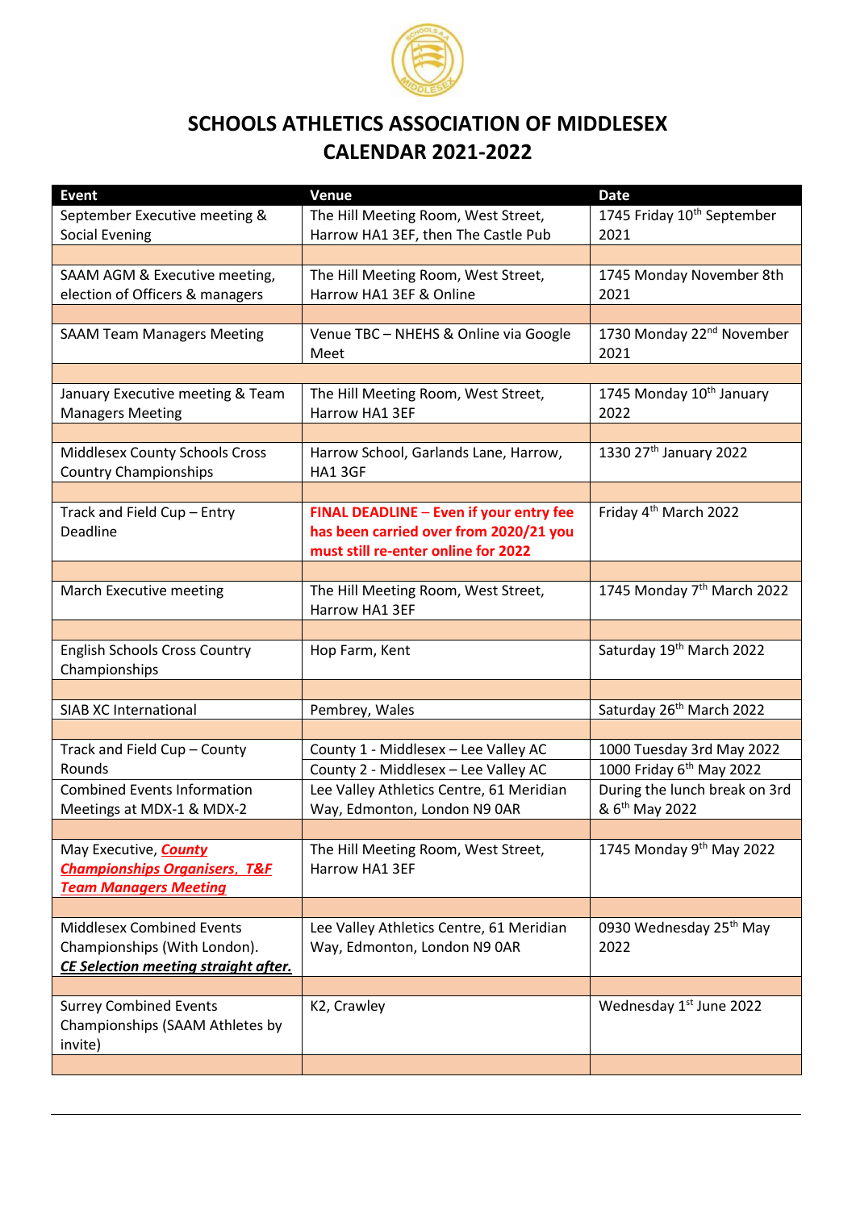# SCHOOLS ATHLETICS ASSOCIATION OF MIDDLESEX
# CALENDAR 2021-2022

| Event | Venue | Date |
|---|---|---|
| September Executive meeting & Social Evening | The Hill Meeting Room, West Street, Harrow HA1 3EF, then The Castle Pub | 1745 Friday 10th September 2021 |
| | | |
| SAAM AGM & Executive meeting, election of Officers & managers | The Hill Meeting Room, West Street, Harrow HA1 3EF & Online | 1745 Monday November 8th 2021 |
| | | |
| SAAM Team Managers Meeting | Venue TBC – NHEHS & Online via Google Meet | 1730 Monday 22nd November 2021 |
| | | |
| January Executive meeting & Team Managers Meeting | The Hill Meeting Room, West Street, Harrow HA1 3EF | 1745 Monday 10th January 2022 |
| | | |
| Middlesex County Schools Cross Country Championships | Harrow School, Garlands Lane, Harrow, HA1 3GF | 1330 27th January 2022 |
| | | |
| Track and Field Cup – Entry Deadline | **FINAL DEADLINE – Even if your entry fee has been carried over from 2020/21 you must still re-enter online for 2022** | Friday 4th March 2022 |
| | | |
| March Executive meeting | The Hill Meeting Room, West Street, Harrow HA1 3EF | 1745 Monday 7th March 2022 |
| | | |
| English Schools Cross Country Championships | Hop Farm, Kent | Saturday 19th March 2022 |
| | | |
| SIAB XC International | Pembrey, Wales | Saturday 26th March 2022 |
| | | |
| Track and Field Cup – County Rounds | County 1 - Middlesex – Lee Valley AC | 1000 Tuesday 3rd May 2022 |
| | County 2 - Middlesex – Lee Valley AC | 1000 Friday 6th May 2022 |
| Combined Events Information Meetings at MDX-1 & MDX-2 | Lee Valley Athletics Centre, 61 Meridian Way, Edmonton, London N9 0AR | During the lunch break on 3rd & 6th May 2022 |
| | | |
| May Executive, ***County Championships Organisers, T&F Team Managers Meeting*** | The Hill Meeting Room, West Street, Harrow HA1 3EF | 1745 Monday 9th May 2022 |
| | | |
| Middlesex Combined Events Championships (With London). ***CE Selection meeting straight after.*** | Lee Valley Athletics Centre, 61 Meridian Way, Edmonton, London N9 0AR | 0930 Wednesday 25th May 2022 |
| | | |
| Surrey Combined Events Championships (SAAM Athletes by invite) | K2, Crawley | Wednesday 1st June 2022 |
| | | |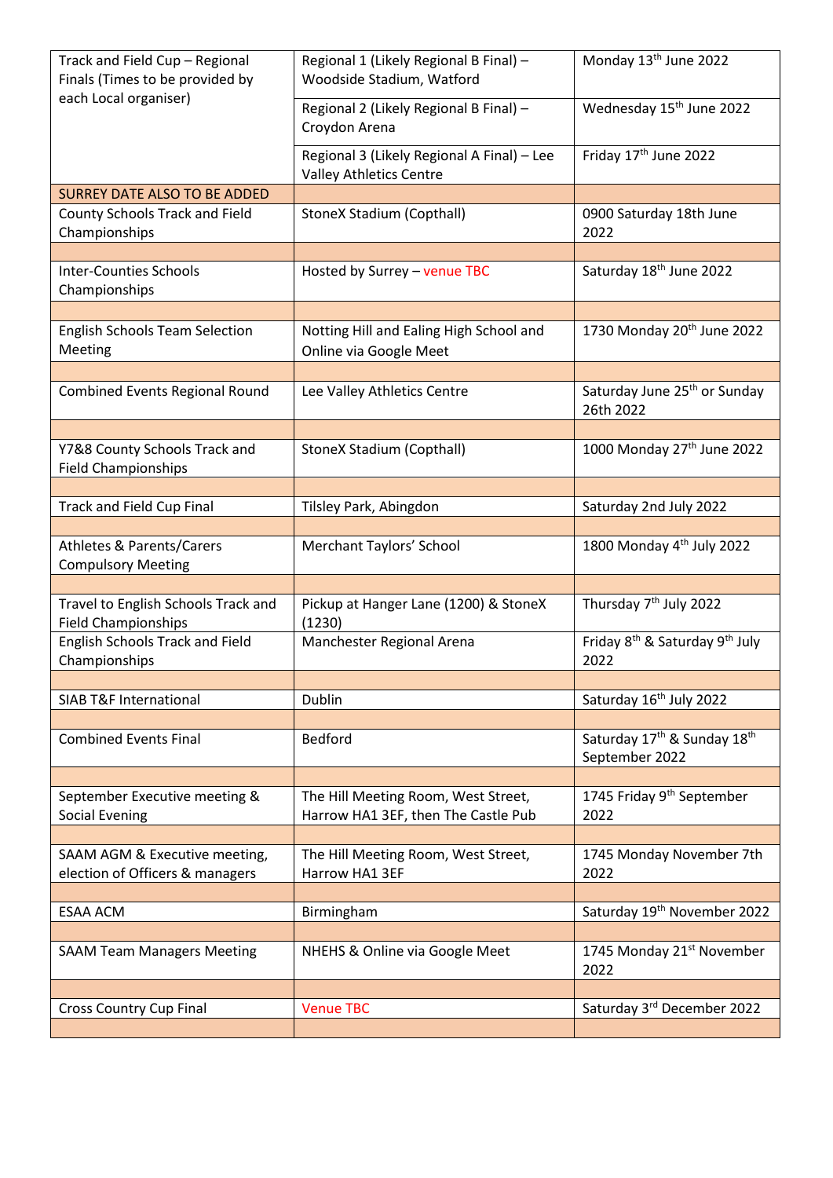| | | |
|---|---|---|
| Track and Field Cup – Regional Finals (Times to be provided by each Local organiser) | Regional 1 (Likely Regional B Final) – Woodside Stadium, Watford | Monday 13th June 2022 |
| | Regional 2 (Likely Regional B Final) – Croydon Arena | Wednesday 15th June 2022 |
| | Regional 3 (Likely Regional A Final) – Lee Valley Athletics Centre | Friday 17th June 2022 |
| SURREY DATE ALSO TO BE ADDED | | |
| County Schools Track and Field Championships | StoneX Stadium (Copthall) | 0900 Saturday 18th June 2022 |
| | | |
| Inter-Counties Schools Championships | Hosted by Surrey – venue TBC | Saturday 18th June 2022 |
| | | |
| English Schools Team Selection Meeting | Notting Hill and Ealing High School and Online via Google Meet | 1730 Monday 20th June 2022 |
| | | |
| Combined Events Regional Round | Lee Valley Athletics Centre | Saturday June 25th or Sunday 26th 2022 |
| | | |
| Y7&8 County Schools Track and Field Championships | StoneX Stadium (Copthall) | 1000 Monday 27th June 2022 |
| | | |
| Track and Field Cup Final | Tilsley Park, Abingdon | Saturday 2nd July 2022 |
| | | |
| Athletes & Parents/Carers Compulsory Meeting | Merchant Taylors' School | 1800 Monday 4th July 2022 |
| | | |
| Travel to English Schools Track and Field Championships | Pickup at Hanger Lane (1200) & StoneX (1230) | Thursday 7th July 2022 |
| English Schools Track and Field Championships | Manchester Regional Arena | Friday 8th & Saturday 9th July 2022 |
| | | |
| SIAB T&F International | Dublin | Saturday 16th July 2022 |
| | | |
| Combined Events Final | Bedford | Saturday 17th & Sunday 18th September 2022 |
| | | |
| September Executive meeting & Social Evening | The Hill Meeting Room, West Street, Harrow HA1 3EF, then The Castle Pub | 1745 Friday 9th September 2022 |
| | | |
| SAAM AGM & Executive meeting, election of Officers & managers | The Hill Meeting Room, West Street, Harrow HA1 3EF | 1745 Monday November 7th 2022 |
| | | |
| ESAA ACM | Birmingham | Saturday 19th November 2022 |
| | | |
| SAAM Team Managers Meeting | NHEHS & Online via Google Meet | 1745 Monday 21st November 2022 |
| | | |
| Cross Country Cup Final | Venue TBC | Saturday 3rd December 2022 |
| | | |